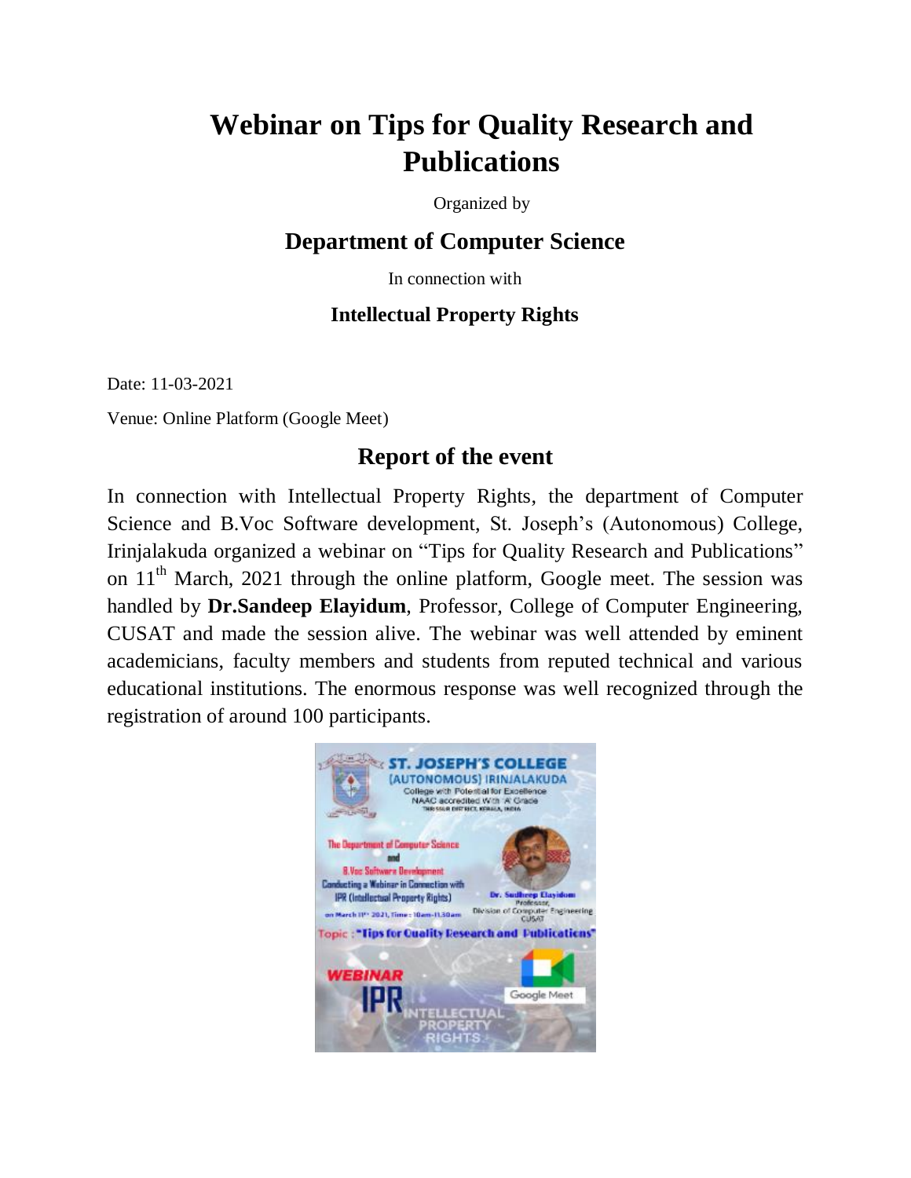# Webinar on Tips for Quality Research and Publications

Organized by

## Department of Computer Science

In connection with

### Intellectual Property Rights

Date: 11-03-2021

Venue: Online Platform (Google Meet)

## Report of the event

In connection with Intellectual Property Rights, the department of Computer Science and B.Voc Software development, St. Joseph's (Autonomous) College, Irinjalakuda organized a webinar on "Tips for Quality Research and Publications" on 11th March, 2021 through the online platform, Google meet. The session was handled by **Dr.Sandeep Elayidum**, Professor, College of Computer Engineering, CUSAT and made the session alive. The webinar was well attended by eminent academicians, faculty members and students from reputed technical and various educational institutions. The enormous response was well recognized through the registration of around 100 participants.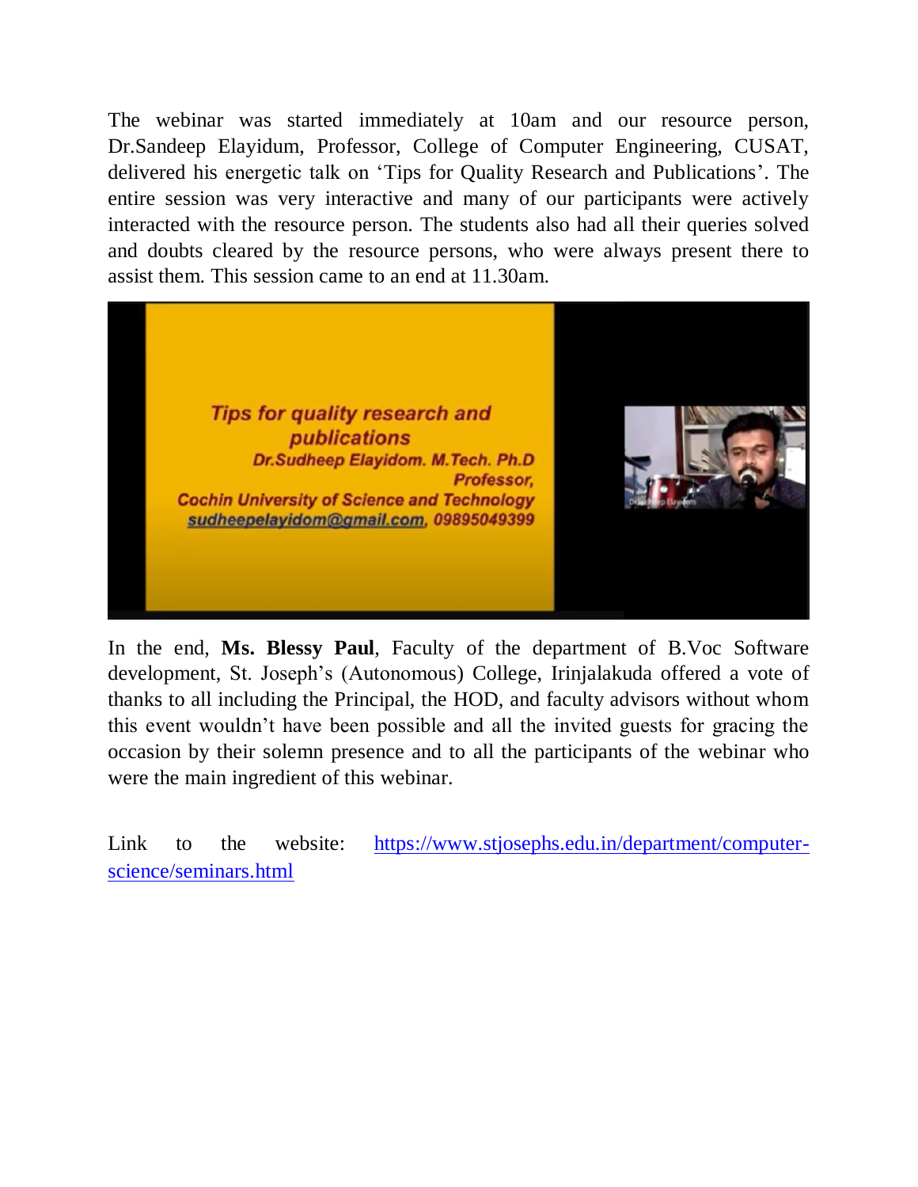The webinar was started immediately at 10am and our resource person, Dr.Sandeep Elayidum, Professor, College of Computer Engineering, CUSAT, delivered his energetic talk on 'Tips for Quality Research and Publications'. The entire session was very interactive and many of our participants were actively interacted with the resource person. The students also had all their queries solved and doubts cleared by the resource persons, who were always present there to assist them. This session came to an end at 11.30am.

In the end, **Ms. Blessy Paul**, Faculty of the department of B.Voc Software development, St. Joseph's (Autonomous) College, Irinjalakuda offered a vote of thanks to all including the Principal, the HOD, and faculty advisors without whom this event wouldn't have been possible and all the invited guests for gracing the occasion by their solemn presence and to all the participants of the webinar who were the main ingredient of this webinar.

Link to the website: https://www.stjosephs.edu.in/department/computer-science/seminars.html